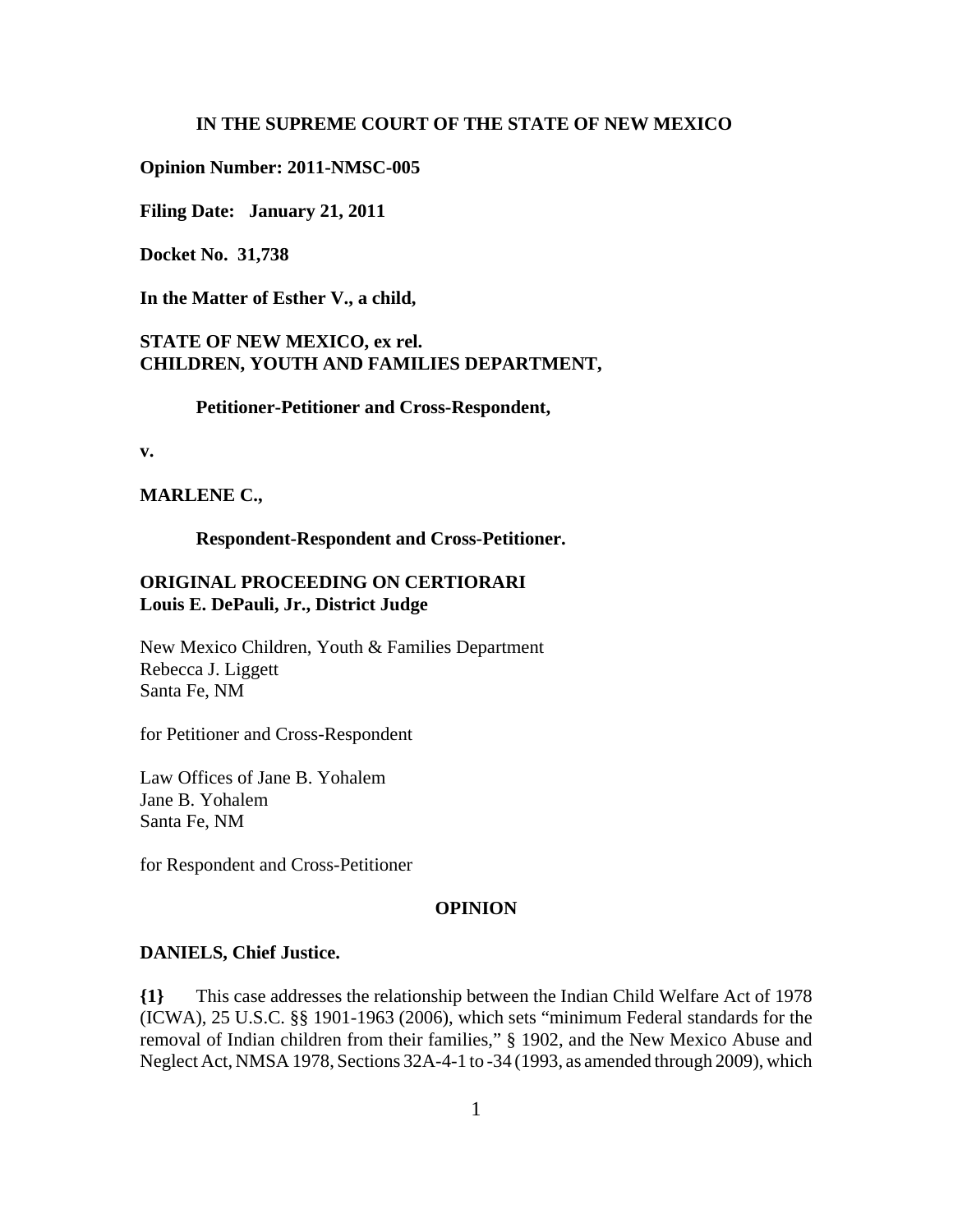**IN THE SUPREME COURT OF THE STATE OF NEW MEXICO**

**Opinion Number: 2011-NMSC-005**

**Filing Date: January 21, 2011**

**Docket No. 31,738**

**In the Matter of Esther V., a child,**

**STATE OF NEW MEXICO, ex rel.**
**CHILDREN, YOUTH AND FAMILIES DEPARTMENT,**

**Petitioner-Petitioner and Cross-Respondent,**

**v.**

**MARLENE C.,**

**Respondent-Respondent and Cross-Petitioner.**

**ORIGINAL PROCEEDING ON CERTIORARI**
**Louis E. DePauli, Jr., District Judge**

New Mexico Children, Youth & Families Department
Rebecca J. Liggett
Santa Fe, NM

for Petitioner and Cross-Respondent

Law Offices of Jane B. Yohalem
Jane B. Yohalem
Santa Fe, NM

for Respondent and Cross-Petitioner

**OPINION**

**DANIELS, Chief Justice.**

**{1}** This case addresses the relationship between the Indian Child Welfare Act of 1978 (ICWA), 25 U.S.C. §§ 1901-1963 (2006), which sets "minimum Federal standards for the removal of Indian children from their families," § 1902, and the New Mexico Abuse and Neglect Act, NMSA 1978, Sections 32A-4-1 to -34 (1993, as amended through 2009), which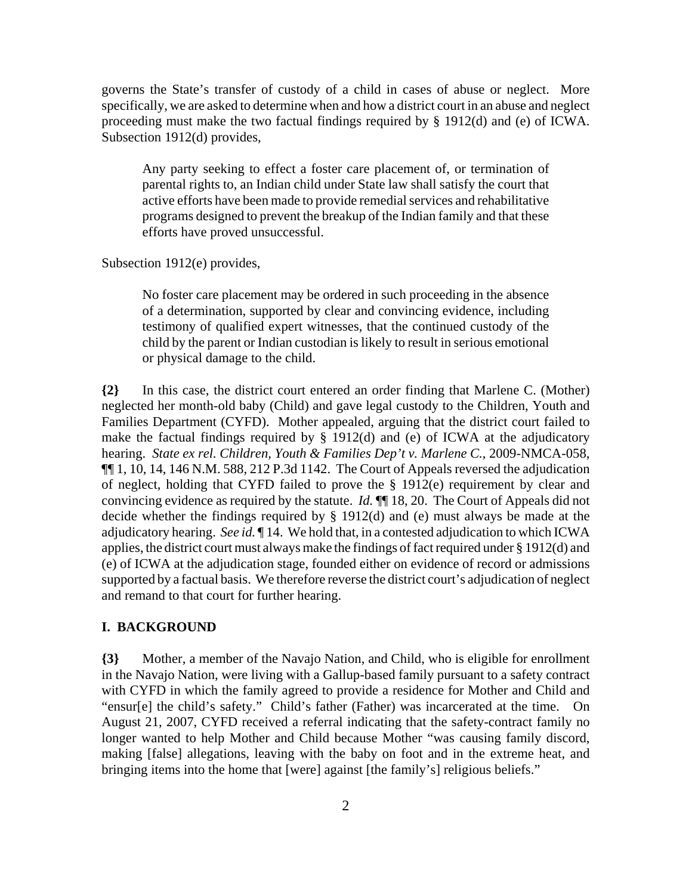governs the State's transfer of custody of a child in cases of abuse or neglect. More specifically, we are asked to determine when and how a district court in an abuse and neglect proceeding must make the two factual findings required by § 1912(d) and (e) of ICWA. Subsection 1912(d) provides,

> Any party seeking to effect a foster care placement of, or termination of parental rights to, an Indian child under State law shall satisfy the court that active efforts have been made to provide remedial services and rehabilitative programs designed to prevent the breakup of the Indian family and that these efforts have proved unsuccessful.

Subsection 1912(e) provides,

> No foster care placement may be ordered in such proceeding in the absence of a determination, supported by clear and convincing evidence, including testimony of qualified expert witnesses, that the continued custody of the child by the parent or Indian custodian is likely to result in serious emotional or physical damage to the child.

**{2}** In this case, the district court entered an order finding that Marlene C. (Mother) neglected her month-old baby (Child) and gave legal custody to the Children, Youth and Families Department (CYFD). Mother appealed, arguing that the district court failed to make the factual findings required by § 1912(d) and (e) of ICWA at the adjudicatory hearing. *State ex rel. Children, Youth & Families Dep't v. Marlene C.*, 2009-NMCA-058, ¶¶ 1, 10, 14, 146 N.M. 588, 212 P.3d 1142. The Court of Appeals reversed the adjudication of neglect, holding that CYFD failed to prove the § 1912(e) requirement by clear and convincing evidence as required by the statute. *Id.* ¶¶ 18, 20. The Court of Appeals did not decide whether the findings required by § 1912(d) and (e) must always be made at the adjudicatory hearing. *See id.* ¶ 14. We hold that, in a contested adjudication to which ICWA applies, the district court must always make the findings of fact required under § 1912(d) and (e) of ICWA at the adjudication stage, founded either on evidence of record or admissions supported by a factual basis. We therefore reverse the district court's adjudication of neglect and remand to that court for further hearing.

## I. BACKGROUND

**{3}** Mother, a member of the Navajo Nation, and Child, who is eligible for enrollment in the Navajo Nation, were living with a Gallup-based family pursuant to a safety contract with CYFD in which the family agreed to provide a residence for Mother and Child and "ensur[e] the child's safety." Child's father (Father) was incarcerated at the time. On August 21, 2007, CYFD received a referral indicating that the safety-contract family no longer wanted to help Mother and Child because Mother "was causing family discord, making [false] allegations, leaving with the baby on foot and in the extreme heat, and bringing items into the home that [were] against [the family's] religious beliefs."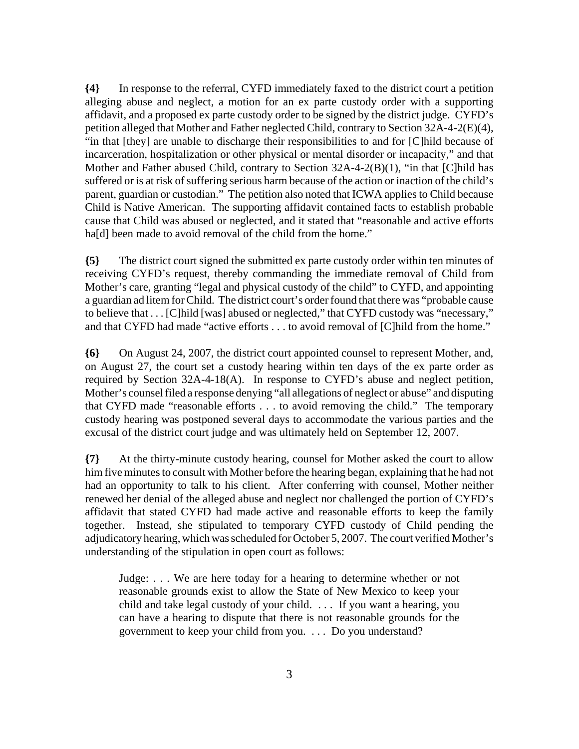**{4}** In response to the referral, CYFD immediately faxed to the district court a petition alleging abuse and neglect, a motion for an ex parte custody order with a supporting affidavit, and a proposed ex parte custody order to be signed by the district judge. CYFD's petition alleged that Mother and Father neglected Child, contrary to Section 32A-4-2(E)(4), "in that [they] are unable to discharge their responsibilities to and for [C]hild because of incarceration, hospitalization or other physical or mental disorder or incapacity," and that Mother and Father abused Child, contrary to Section 32A-4-2(B)(1), "in that [C]hild has suffered or is at risk of suffering serious harm because of the action or inaction of the child's parent, guardian or custodian." The petition also noted that ICWA applies to Child because Child is Native American. The supporting affidavit contained facts to establish probable cause that Child was abused or neglected, and it stated that "reasonable and active efforts ha[d] been made to avoid removal of the child from the home."

**{5}** The district court signed the submitted ex parte custody order within ten minutes of receiving CYFD's request, thereby commanding the immediate removal of Child from Mother's care, granting "legal and physical custody of the child" to CYFD, and appointing a guardian ad litem for Child. The district court's order found that there was "probable cause to believe that . . . [C]hild [was] abused or neglected," that CYFD custody was "necessary," and that CYFD had made "active efforts . . . to avoid removal of [C]hild from the home."

**{6}** On August 24, 2007, the district court appointed counsel to represent Mother, and, on August 27, the court set a custody hearing within ten days of the ex parte order as required by Section 32A-4-18(A). In response to CYFD's abuse and neglect petition, Mother's counsel filed a response denying "all allegations of neglect or abuse" and disputing that CYFD made "reasonable efforts . . . to avoid removing the child." The temporary custody hearing was postponed several days to accommodate the various parties and the excusal of the district court judge and was ultimately held on September 12, 2007.

**{7}** At the thirty-minute custody hearing, counsel for Mother asked the court to allow him five minutes to consult with Mother before the hearing began, explaining that he had not had an opportunity to talk to his client. After conferring with counsel, Mother neither renewed her denial of the alleged abuse and neglect nor challenged the portion of CYFD's affidavit that stated CYFD had made active and reasonable efforts to keep the family together. Instead, she stipulated to temporary CYFD custody of Child pending the adjudicatory hearing, which was scheduled for October 5, 2007. The court verified Mother's understanding of the stipulation in open court as follows:

> Judge: . . . We are here today for a hearing to determine whether or not reasonable grounds exist to allow the State of New Mexico to keep your child and take legal custody of your child. . . . If you want a hearing, you can have a hearing to dispute that there is not reasonable grounds for the government to keep your child from you. . . . Do you understand?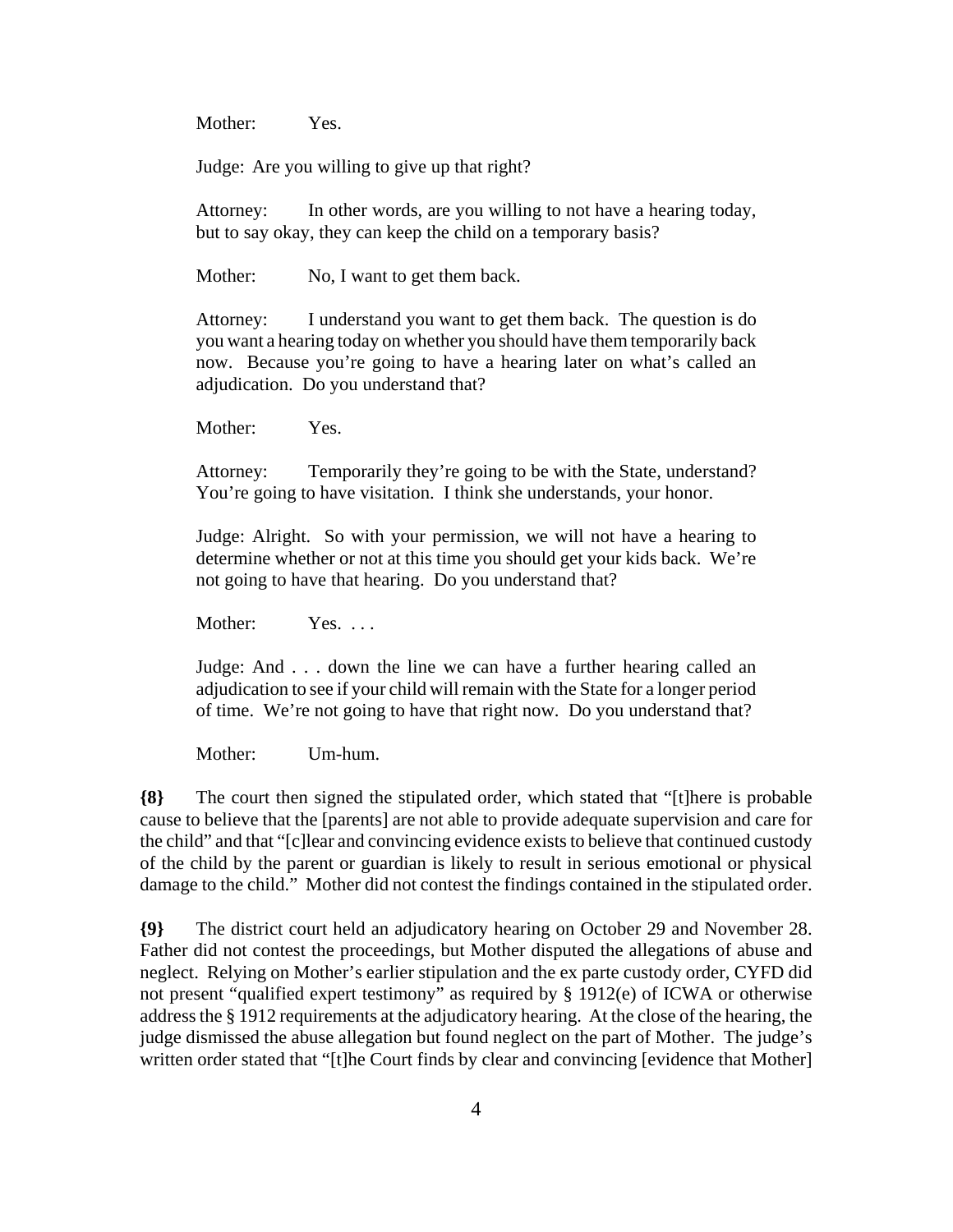Mother: Yes.

Judge: Are you willing to give up that right?

Attorney: In other words, are you willing to not have a hearing today, but to say okay, they can keep the child on a temporary basis?

Mother: No, I want to get them back.

Attorney: I understand you want to get them back. The question is do you want a hearing today on whether you should have them temporarily back now. Because you're going to have a hearing later on what's called an adjudication. Do you understand that?

Mother: Yes.

Attorney: Temporarily they're going to be with the State, understand? You're going to have visitation. I think she understands, your honor.

Judge: Alright. So with your permission, we will not have a hearing to determine whether or not at this time you should get your kids back. We're not going to have that hearing. Do you understand that?

Mother: Yes. . . .

Judge: And . . . down the line we can have a further hearing called an adjudication to see if your child will remain with the State for a longer period of time. We're not going to have that right now. Do you understand that?

Mother: Um-hum.

**{8}** The court then signed the stipulated order, which stated that "[t]here is probable cause to believe that the [parents] are not able to provide adequate supervision and care for the child" and that "[c]lear and convincing evidence exists to believe that continued custody of the child by the parent or guardian is likely to result in serious emotional or physical damage to the child." Mother did not contest the findings contained in the stipulated order.

**{9}** The district court held an adjudicatory hearing on October 29 and November 28. Father did not contest the proceedings, but Mother disputed the allegations of abuse and neglect. Relying on Mother's earlier stipulation and the ex parte custody order, CYFD did not present "qualified expert testimony" as required by § 1912(e) of ICWA or otherwise address the § 1912 requirements at the adjudicatory hearing. At the close of the hearing, the judge dismissed the abuse allegation but found neglect on the part of Mother. The judge's written order stated that "[t]he Court finds by clear and convincing [evidence that Mother]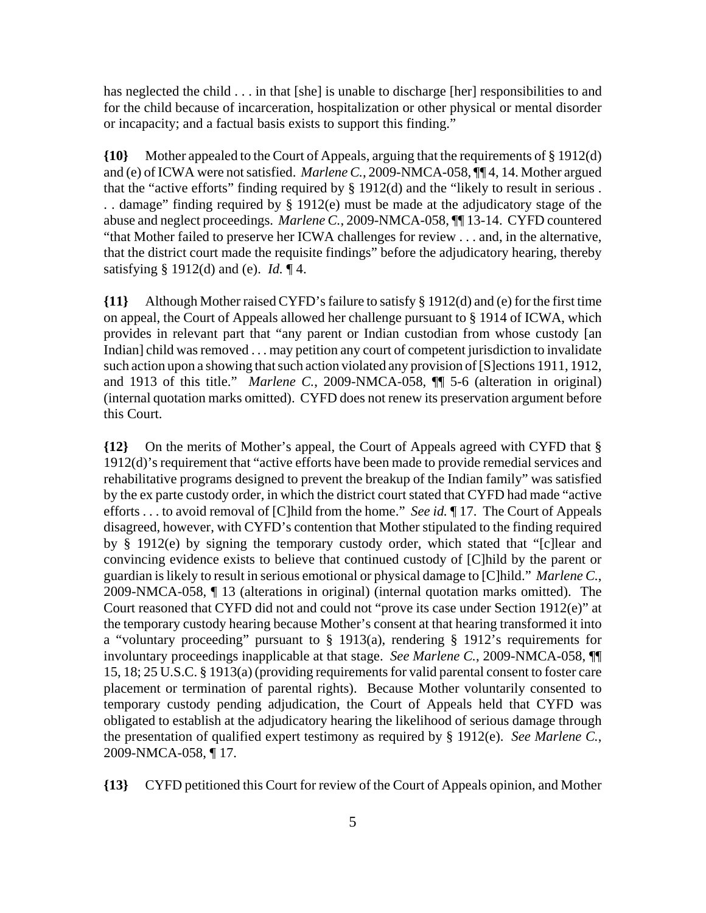has neglected the child . . . in that [she] is unable to discharge [her] responsibilities to and for the child because of incarceration, hospitalization or other physical or mental disorder or incapacity; and a factual basis exists to support this finding."

**{10}** Mother appealed to the Court of Appeals, arguing that the requirements of § 1912(d) and (e) of ICWA were not satisfied. *Marlene C.*, 2009-NMCA-058, ¶¶ 4, 14. Mother argued that the "active efforts" finding required by § 1912(d) and the "likely to result in serious . . . damage" finding required by § 1912(e) must be made at the adjudicatory stage of the abuse and neglect proceedings. *Marlene C.*, 2009-NMCA-058, ¶¶ 13-14. CYFD countered "that Mother failed to preserve her ICWA challenges for review . . . and, in the alternative, that the district court made the requisite findings" before the adjudicatory hearing, thereby satisfying § 1912(d) and (e). *Id.* ¶ 4.

**{11}** Although Mother raised CYFD's failure to satisfy § 1912(d) and (e) for the first time on appeal, the Court of Appeals allowed her challenge pursuant to § 1914 of ICWA, which provides in relevant part that "any parent or Indian custodian from whose custody [an Indian] child was removed . . . may petition any court of competent jurisdiction to invalidate such action upon a showing that such action violated any provision of [S]ections 1911, 1912, and 1913 of this title." *Marlene C.*, 2009-NMCA-058, ¶¶ 5-6 (alteration in original) (internal quotation marks omitted). CYFD does not renew its preservation argument before this Court.

**{12}** On the merits of Mother's appeal, the Court of Appeals agreed with CYFD that § 1912(d)'s requirement that "active efforts have been made to provide remedial services and rehabilitative programs designed to prevent the breakup of the Indian family" was satisfied by the ex parte custody order, in which the district court stated that CYFD had made "active efforts . . . to avoid removal of [C]hild from the home." *See id.* ¶ 17. The Court of Appeals disagreed, however, with CYFD's contention that Mother stipulated to the finding required by § 1912(e) by signing the temporary custody order, which stated that "[c]lear and convincing evidence exists to believe that continued custody of [C]hild by the parent or guardian is likely to result in serious emotional or physical damage to [C]hild." *Marlene C.*, 2009-NMCA-058, ¶ 13 (alterations in original) (internal quotation marks omitted). The Court reasoned that CYFD did not and could not "prove its case under Section 1912(e)" at the temporary custody hearing because Mother's consent at that hearing transformed it into a "voluntary proceeding" pursuant to § 1913(a), rendering § 1912's requirements for involuntary proceedings inapplicable at that stage. *See Marlene C.*, 2009-NMCA-058, ¶¶ 15, 18; 25 U.S.C. § 1913(a) (providing requirements for valid parental consent to foster care placement or termination of parental rights). Because Mother voluntarily consented to temporary custody pending adjudication, the Court of Appeals held that CYFD was obligated to establish at the adjudicatory hearing the likelihood of serious damage through the presentation of qualified expert testimony as required by § 1912(e). *See Marlene C.*, 2009-NMCA-058, ¶ 17.

**{13}** CYFD petitioned this Court for review of the Court of Appeals opinion, and Mother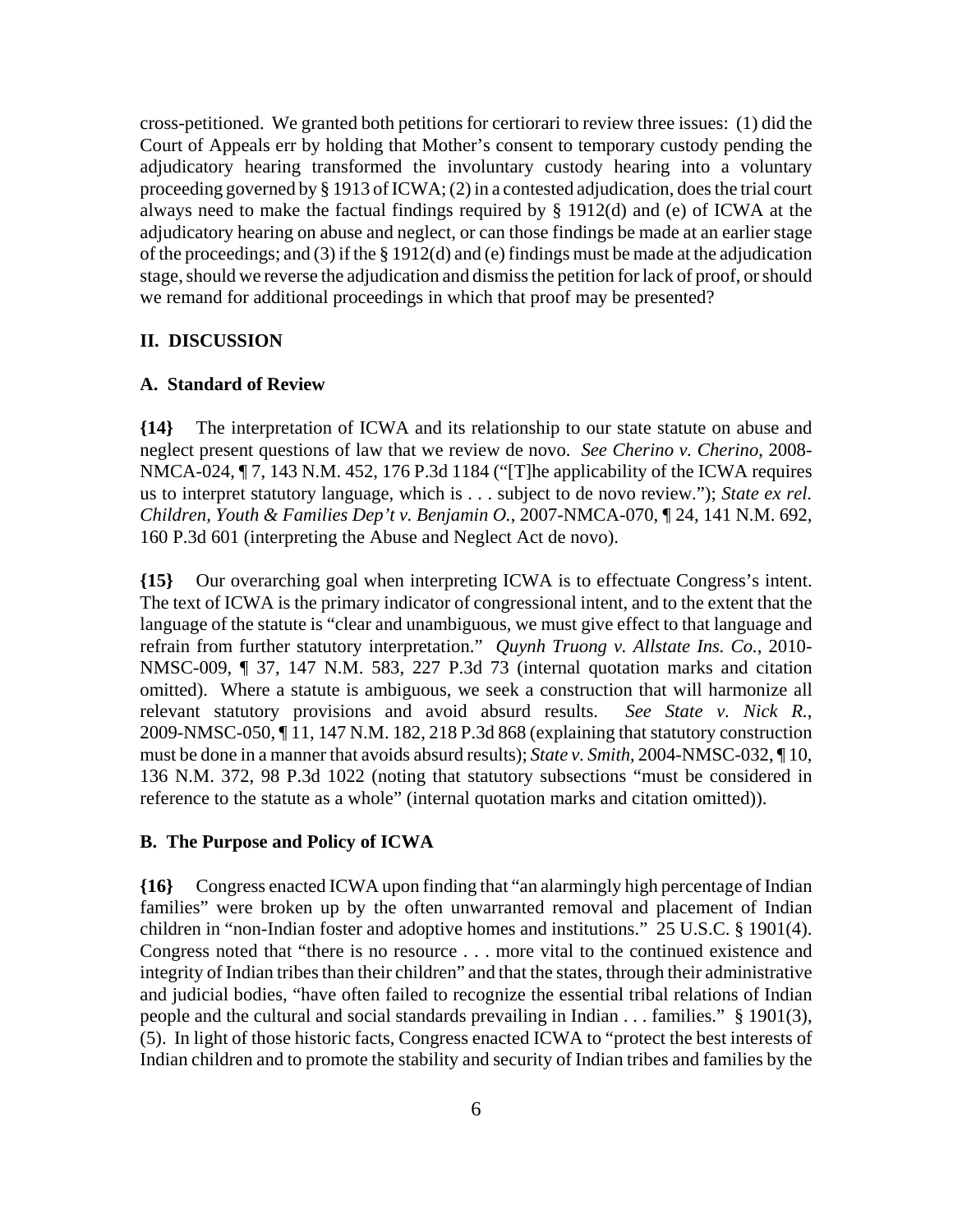cross-petitioned. We granted both petitions for certiorari to review three issues: (1) did the Court of Appeals err by holding that Mother's consent to temporary custody pending the adjudicatory hearing transformed the involuntary custody hearing into a voluntary proceeding governed by § 1913 of ICWA; (2) in a contested adjudication, does the trial court always need to make the factual findings required by § 1912(d) and (e) of ICWA at the adjudicatory hearing on abuse and neglect, or can those findings be made at an earlier stage of the proceedings; and (3) if the § 1912(d) and (e) findings must be made at the adjudication stage, should we reverse the adjudication and dismiss the petition for lack of proof, or should we remand for additional proceedings in which that proof may be presented?

## II. DISCUSSION

### A. Standard of Review

**{14}** The interpretation of ICWA and its relationship to our state statute on abuse and neglect present questions of law that we review de novo. *See Cherino v. Cherino*, 2008-NMCA-024, ¶ 7, 143 N.M. 452, 176 P.3d 1184 ("[T]he applicability of the ICWA requires us to interpret statutory language, which is . . . subject to de novo review."); *State ex rel. Children, Youth & Families Dep't v. Benjamin O.*, 2007-NMCA-070, ¶ 24, 141 N.M. 692, 160 P.3d 601 (interpreting the Abuse and Neglect Act de novo).

**{15}** Our overarching goal when interpreting ICWA is to effectuate Congress's intent. The text of ICWA is the primary indicator of congressional intent, and to the extent that the language of the statute is "clear and unambiguous, we must give effect to that language and refrain from further statutory interpretation." *Quynh Truong v. Allstate Ins. Co.*, 2010-NMSC-009, ¶ 37, 147 N.M. 583, 227 P.3d 73 (internal quotation marks and citation omitted). Where a statute is ambiguous, we seek a construction that will harmonize all relevant statutory provisions and avoid absurd results. *See State v. Nick R.*, 2009-NMSC-050, ¶ 11, 147 N.M. 182, 218 P.3d 868 (explaining that statutory construction must be done in a manner that avoids absurd results); *State v. Smith*, 2004-NMSC-032, ¶ 10, 136 N.M. 372, 98 P.3d 1022 (noting that statutory subsections "must be considered in reference to the statute as a whole" (internal quotation marks and citation omitted)).

### B. The Purpose and Policy of ICWA

**{16}** Congress enacted ICWA upon finding that "an alarmingly high percentage of Indian families" were broken up by the often unwarranted removal and placement of Indian children in "non-Indian foster and adoptive homes and institutions." 25 U.S.C. § 1901(4). Congress noted that "there is no resource . . . more vital to the continued existence and integrity of Indian tribes than their children" and that the states, through their administrative and judicial bodies, "have often failed to recognize the essential tribal relations of Indian people and the cultural and social standards prevailing in Indian . . . families." § 1901(3), (5). In light of those historic facts, Congress enacted ICWA to "protect the best interests of Indian children and to promote the stability and security of Indian tribes and families by the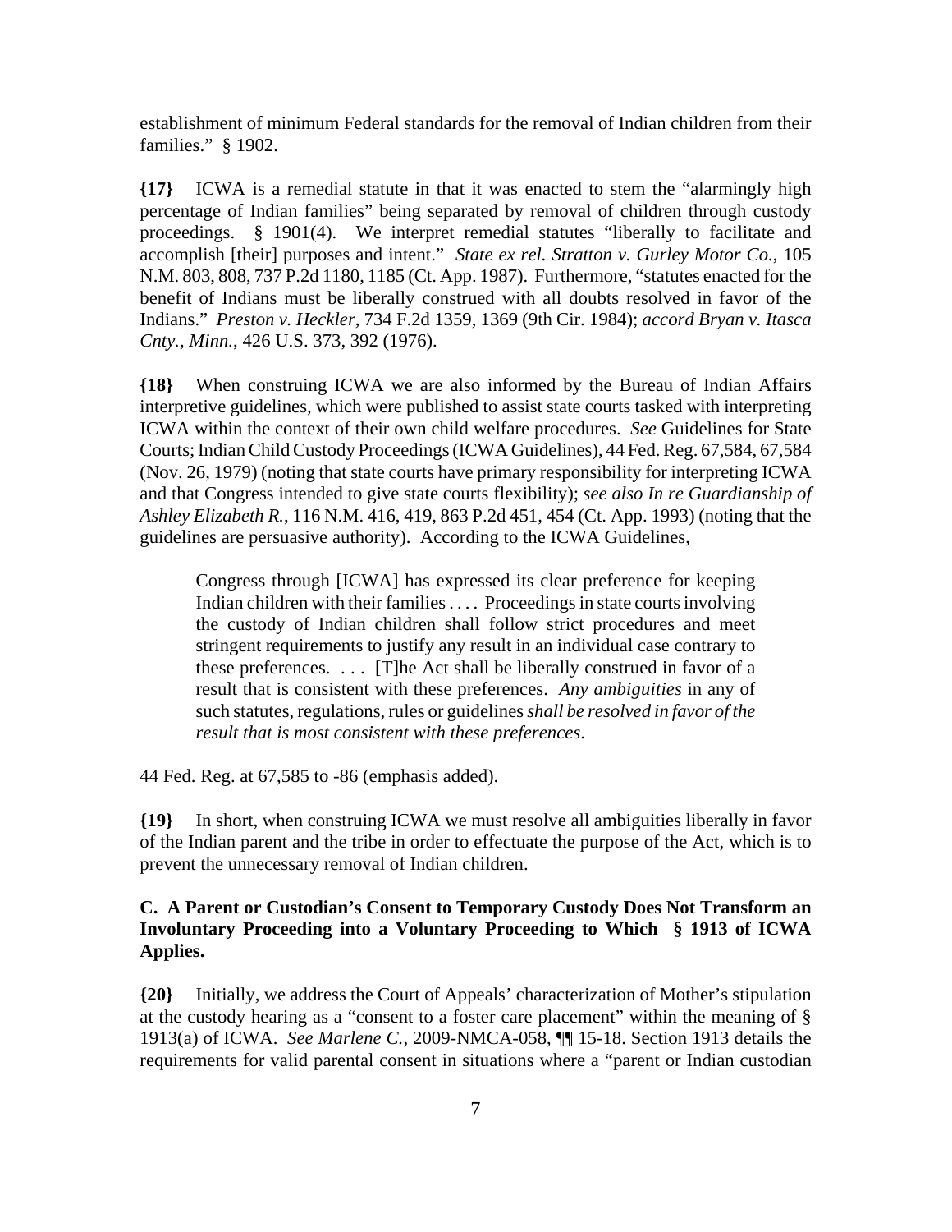establishment of minimum Federal standards for the removal of Indian children from their families." § 1902.

**{17}** ICWA is a remedial statute in that it was enacted to stem the "alarmingly high percentage of Indian families" being separated by removal of children through custody proceedings. § 1901(4). We interpret remedial statutes "liberally to facilitate and accomplish [their] purposes and intent." *State ex rel. Stratton v. Gurley Motor Co.*, 105 N.M. 803, 808, 737 P.2d 1180, 1185 (Ct. App. 1987). Furthermore, "statutes enacted for the benefit of Indians must be liberally construed with all doubts resolved in favor of the Indians." *Preston v. Heckler*, 734 F.2d 1359, 1369 (9th Cir. 1984); *accord Bryan v. Itasca Cnty., Minn.*, 426 U.S. 373, 392 (1976).

**{18}** When construing ICWA we are also informed by the Bureau of Indian Affairs interpretive guidelines, which were published to assist state courts tasked with interpreting ICWA within the context of their own child welfare procedures. *See* Guidelines for State Courts; Indian Child Custody Proceedings (ICWA Guidelines), 44 Fed. Reg. 67,584, 67,584 (Nov. 26, 1979) (noting that state courts have primary responsibility for interpreting ICWA and that Congress intended to give state courts flexibility); *see also In re Guardianship of Ashley Elizabeth R.*, 116 N.M. 416, 419, 863 P.2d 451, 454 (Ct. App. 1993) (noting that the guidelines are persuasive authority). According to the ICWA Guidelines,

> Congress through [ICWA] has expressed its clear preference for keeping Indian children with their families . . . . Proceedings in state courts involving the custody of Indian children shall follow strict procedures and meet stringent requirements to justify any result in an individual case contrary to these preferences. . . . [T]he Act shall be liberally construed in favor of a result that is consistent with these preferences. *Any ambiguities* in any of such statutes, regulations, rules or guidelines *shall be resolved in favor of the result that is most consistent with these preferences*.

44 Fed. Reg. at 67,585 to -86 (emphasis added).

**{19}** In short, when construing ICWA we must resolve all ambiguities liberally in favor of the Indian parent and the tribe in order to effectuate the purpose of the Act, which is to prevent the unnecessary removal of Indian children.

### C. A Parent or Custodian's Consent to Temporary Custody Does Not Transform an Involuntary Proceeding into a Voluntary Proceeding to Which § 1913 of ICWA Applies.

**{20}** Initially, we address the Court of Appeals' characterization of Mother's stipulation at the custody hearing as a "consent to a foster care placement" within the meaning of § 1913(a) of ICWA. *See Marlene C.*, 2009-NMCA-058, ¶¶ 15-18. Section 1913 details the requirements for valid parental consent in situations where a "parent or Indian custodian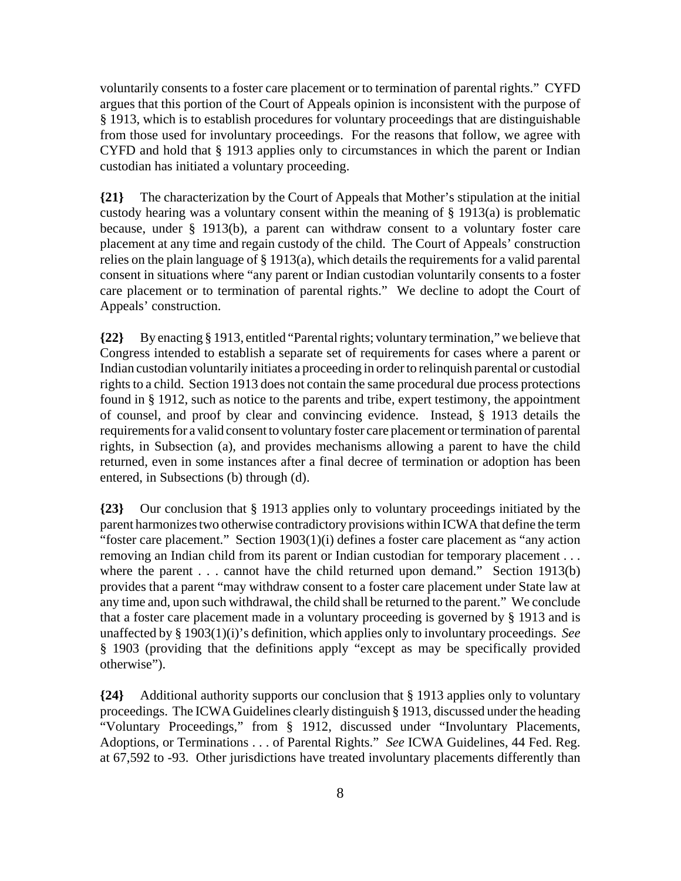voluntarily consents to a foster care placement or to termination of parental rights." CYFD argues that this portion of the Court of Appeals opinion is inconsistent with the purpose of § 1913, which is to establish procedures for voluntary proceedings that are distinguishable from those used for involuntary proceedings. For the reasons that follow, we agree with CYFD and hold that § 1913 applies only to circumstances in which the parent or Indian custodian has initiated a voluntary proceeding.

**{21}** The characterization by the Court of Appeals that Mother's stipulation at the initial custody hearing was a voluntary consent within the meaning of § 1913(a) is problematic because, under § 1913(b), a parent can withdraw consent to a voluntary foster care placement at any time and regain custody of the child. The Court of Appeals' construction relies on the plain language of § 1913(a), which details the requirements for a valid parental consent in situations where "any parent or Indian custodian voluntarily consents to a foster care placement or to termination of parental rights." We decline to adopt the Court of Appeals' construction.

**{22}** By enacting § 1913, entitled "Parental rights; voluntary termination," we believe that Congress intended to establish a separate set of requirements for cases where a parent or Indian custodian voluntarily initiates a proceeding in order to relinquish parental or custodial rights to a child. Section 1913 does not contain the same procedural due process protections found in § 1912, such as notice to the parents and tribe, expert testimony, the appointment of counsel, and proof by clear and convincing evidence. Instead, § 1913 details the requirements for a valid consent to voluntary foster care placement or termination of parental rights, in Subsection (a), and provides mechanisms allowing a parent to have the child returned, even in some instances after a final decree of termination or adoption has been entered, in Subsections (b) through (d).

**{23}** Our conclusion that § 1913 applies only to voluntary proceedings initiated by the parent harmonizes two otherwise contradictory provisions within ICWA that define the term "foster care placement." Section 1903(1)(i) defines a foster care placement as "any action removing an Indian child from its parent or Indian custodian for temporary placement . . . where the parent . . . cannot have the child returned upon demand." Section 1913(b) provides that a parent "may withdraw consent to a foster care placement under State law at any time and, upon such withdrawal, the child shall be returned to the parent." We conclude that a foster care placement made in a voluntary proceeding is governed by § 1913 and is unaffected by § 1903(1)(i)'s definition, which applies only to involuntary proceedings. *See* § 1903 (providing that the definitions apply "except as may be specifically provided otherwise").

**{24}** Additional authority supports our conclusion that § 1913 applies only to voluntary proceedings. The ICWA Guidelines clearly distinguish § 1913, discussed under the heading "Voluntary Proceedings," from § 1912, discussed under "Involuntary Placements, Adoptions, or Terminations . . . of Parental Rights." *See* ICWA Guidelines, 44 Fed. Reg. at 67,592 to -93. Other jurisdictions have treated involuntary placements differently than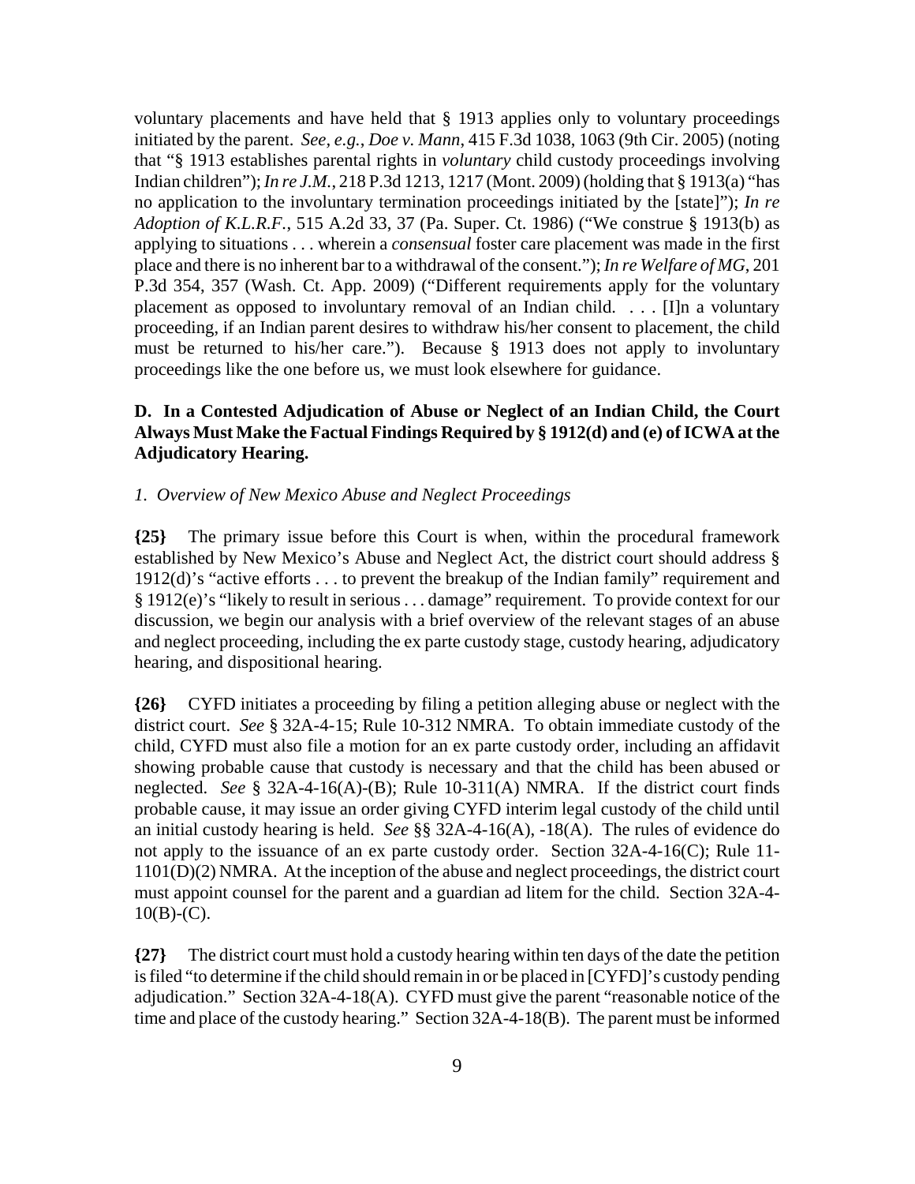voluntary placements and have held that § 1913 applies only to voluntary proceedings initiated by the parent. *See, e.g.*, *Doe v. Mann*, 415 F.3d 1038, 1063 (9th Cir. 2005) (noting that "§ 1913 establishes parental rights in *voluntary* child custody proceedings involving Indian children"); *In re J.M.*, 218 P.3d 1213, 1217 (Mont. 2009) (holding that § 1913(a) "has no application to the involuntary termination proceedings initiated by the [state]"); *In re Adoption of K.L.R.F.*, 515 A.2d 33, 37 (Pa. Super. Ct. 1986) ("We construe § 1913(b) as applying to situations . . . wherein a *consensual* foster care placement was made in the first place and there is no inherent bar to a withdrawal of the consent."); *In re Welfare of MG*, 201 P.3d 354, 357 (Wash. Ct. App. 2009) ("Different requirements apply for the voluntary placement as opposed to involuntary removal of an Indian child. . . . [I]n a voluntary proceeding, if an Indian parent desires to withdraw his/her consent to placement, the child must be returned to his/her care."). Because § 1913 does not apply to involuntary proceedings like the one before us, we must look elsewhere for guidance.

### D. In a Contested Adjudication of Abuse or Neglect of an Indian Child, the Court Always Must Make the Factual Findings Required by § 1912(d) and (e) of ICWA at the Adjudicatory Hearing.

*1. Overview of New Mexico Abuse and Neglect Proceedings*

**{25}** The primary issue before this Court is when, within the procedural framework established by New Mexico's Abuse and Neglect Act, the district court should address § 1912(d)'s "active efforts . . . to prevent the breakup of the Indian family" requirement and § 1912(e)'s "likely to result in serious . . . damage" requirement. To provide context for our discussion, we begin our analysis with a brief overview of the relevant stages of an abuse and neglect proceeding, including the ex parte custody stage, custody hearing, adjudicatory hearing, and dispositional hearing.

**{26}** CYFD initiates a proceeding by filing a petition alleging abuse or neglect with the district court. *See* § 32A-4-15; Rule 10-312 NMRA. To obtain immediate custody of the child, CYFD must also file a motion for an ex parte custody order, including an affidavit showing probable cause that custody is necessary and that the child has been abused or neglected. *See* § 32A-4-16(A)-(B); Rule 10-311(A) NMRA. If the district court finds probable cause, it may issue an order giving CYFD interim legal custody of the child until an initial custody hearing is held. *See* §§ 32A-4-16(A), -18(A). The rules of evidence do not apply to the issuance of an ex parte custody order. Section 32A-4-16(C); Rule 11-1101(D)(2) NMRA. At the inception of the abuse and neglect proceedings, the district court must appoint counsel for the parent and a guardian ad litem for the child. Section 32A-4-10(B)-(C).

**{27}** The district court must hold a custody hearing within ten days of the date the petition is filed "to determine if the child should remain in or be placed in [CYFD]'s custody pending adjudication." Section 32A-4-18(A). CYFD must give the parent "reasonable notice of the time and place of the custody hearing." Section 32A-4-18(B). The parent must be informed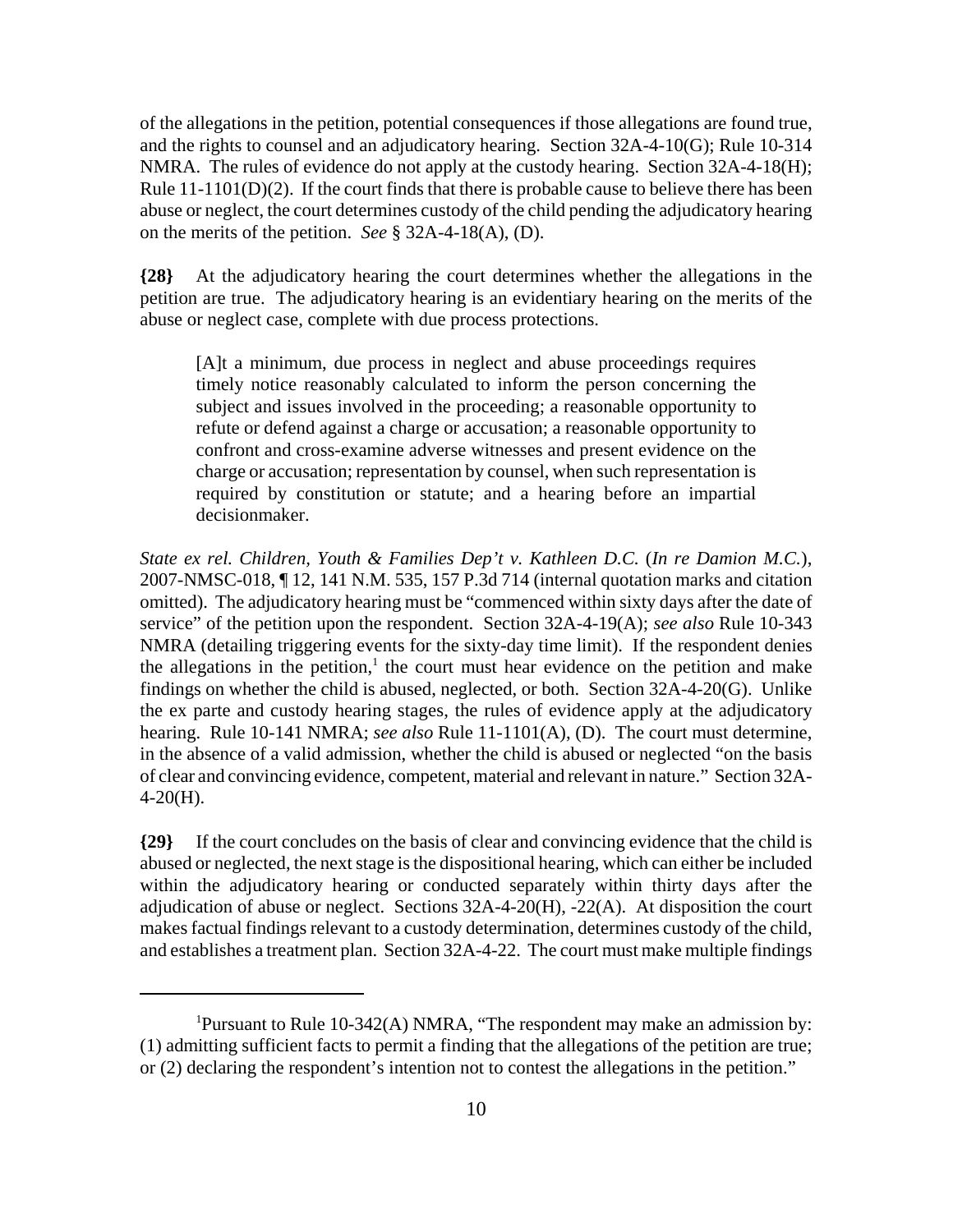of the allegations in the petition, potential consequences if those allegations are found true, and the rights to counsel and an adjudicatory hearing. Section 32A-4-10(G); Rule 10-314 NMRA. The rules of evidence do not apply at the custody hearing. Section 32A-4-18(H); Rule 11-1101(D)(2). If the court finds that there is probable cause to believe there has been abuse or neglect, the court determines custody of the child pending the adjudicatory hearing on the merits of the petition. *See* § 32A-4-18(A), (D).

**{28}** At the adjudicatory hearing the court determines whether the allegations in the petition are true. The adjudicatory hearing is an evidentiary hearing on the merits of the abuse or neglect case, complete with due process protections.

> [A]t a minimum, due process in neglect and abuse proceedings requires timely notice reasonably calculated to inform the person concerning the subject and issues involved in the proceeding; a reasonable opportunity to refute or defend against a charge or accusation; a reasonable opportunity to confront and cross-examine adverse witnesses and present evidence on the charge or accusation; representation by counsel, when such representation is required by constitution or statute; and a hearing before an impartial decisionmaker.

*State ex rel. Children, Youth & Families Dep't v. Kathleen D.C.* (*In re Damion M.C.*), 2007-NMSC-018, ¶ 12, 141 N.M. 535, 157 P.3d 714 (internal quotation marks and citation omitted). The adjudicatory hearing must be "commenced within sixty days after the date of service" of the petition upon the respondent. Section 32A-4-19(A); *see also* Rule 10-343 NMRA (detailing triggering events for the sixty-day time limit). If the respondent denies the allegations in the petition,[1] the court must hear evidence on the petition and make findings on whether the child is abused, neglected, or both. Section 32A-4-20(G). Unlike the ex parte and custody hearing stages, the rules of evidence apply at the adjudicatory hearing. Rule 10-141 NMRA; *see also* Rule 11-1101(A), (D). The court must determine, in the absence of a valid admission, whether the child is abused or neglected "on the basis of clear and convincing evidence, competent, material and relevant in nature." Section 32A-4-20(H).

**{29}** If the court concludes on the basis of clear and convincing evidence that the child is abused or neglected, the next stage is the dispositional hearing, which can either be included within the adjudicatory hearing or conducted separately within thirty days after the adjudication of abuse or neglect. Sections 32A-4-20(H), -22(A). At disposition the court makes factual findings relevant to a custody determination, determines custody of the child, and establishes a treatment plan. Section 32A-4-22. The court must make multiple findings

---

[1] Pursuant to Rule 10-342(A) NMRA, "The respondent may make an admission by: (1) admitting sufficient facts to permit a finding that the allegations of the petition are true; or (2) declaring the respondent's intention not to contest the allegations in the petition."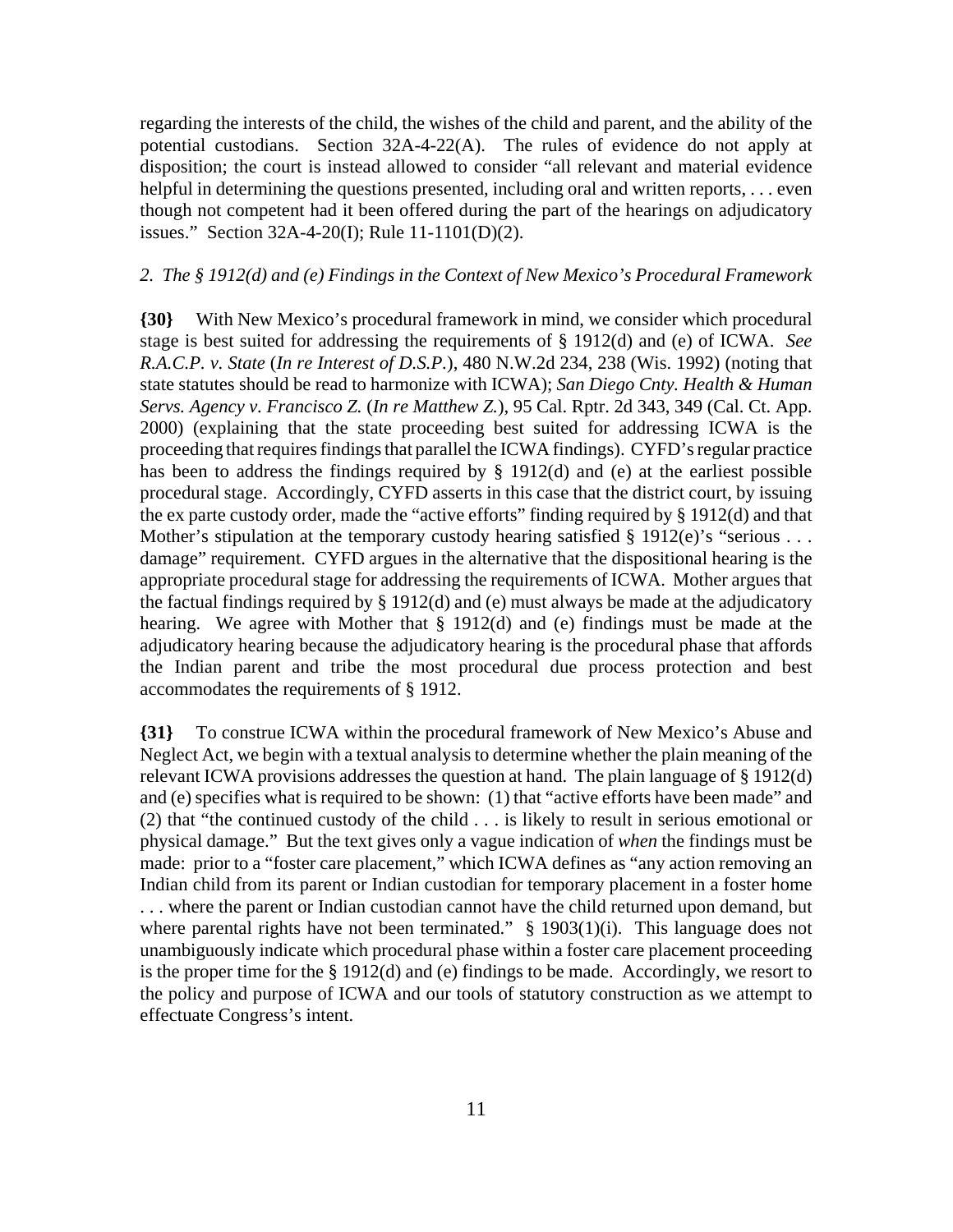regarding the interests of the child, the wishes of the child and parent, and the ability of the potential custodians. Section 32A-4-22(A). The rules of evidence do not apply at disposition; the court is instead allowed to consider "all relevant and material evidence helpful in determining the questions presented, including oral and written reports, . . . even though not competent had it been offered during the part of the hearings on adjudicatory issues." Section 32A-4-20(I); Rule 11-1101(D)(2).

*2. The § 1912(d) and (e) Findings in the Context of New Mexico's Procedural Framework*

**{30}** With New Mexico's procedural framework in mind, we consider which procedural stage is best suited for addressing the requirements of § 1912(d) and (e) of ICWA. *See R.A.C.P. v. State* (*In re Interest of D.S.P.*), 480 N.W.2d 234, 238 (Wis. 1992) (noting that state statutes should be read to harmonize with ICWA); *San Diego Cnty. Health & Human Servs. Agency v. Francisco Z.* (*In re Matthew Z.*), 95 Cal. Rptr. 2d 343, 349 (Cal. Ct. App. 2000) (explaining that the state proceeding best suited for addressing ICWA is the proceeding that requires findings that parallel the ICWA findings). CYFD's regular practice has been to address the findings required by § 1912(d) and (e) at the earliest possible procedural stage. Accordingly, CYFD asserts in this case that the district court, by issuing the ex parte custody order, made the "active efforts" finding required by § 1912(d) and that Mother's stipulation at the temporary custody hearing satisfied § 1912(e)'s "serious . . . damage" requirement. CYFD argues in the alternative that the dispositional hearing is the appropriate procedural stage for addressing the requirements of ICWA. Mother argues that the factual findings required by § 1912(d) and (e) must always be made at the adjudicatory hearing. We agree with Mother that § 1912(d) and (e) findings must be made at the adjudicatory hearing because the adjudicatory hearing is the procedural phase that affords the Indian parent and tribe the most procedural due process protection and best accommodates the requirements of § 1912.

**{31}** To construe ICWA within the procedural framework of New Mexico's Abuse and Neglect Act, we begin with a textual analysis to determine whether the plain meaning of the relevant ICWA provisions addresses the question at hand. The plain language of § 1912(d) and (e) specifies what is required to be shown: (1) that "active efforts have been made" and (2) that "the continued custody of the child . . . is likely to result in serious emotional or physical damage." But the text gives only a vague indication of *when* the findings must be made: prior to a "foster care placement," which ICWA defines as "any action removing an Indian child from its parent or Indian custodian for temporary placement in a foster home . . . where the parent or Indian custodian cannot have the child returned upon demand, but where parental rights have not been terminated." § 1903(1)(i). This language does not unambiguously indicate which procedural phase within a foster care placement proceeding is the proper time for the § 1912(d) and (e) findings to be made. Accordingly, we resort to the policy and purpose of ICWA and our tools of statutory construction as we attempt to effectuate Congress's intent.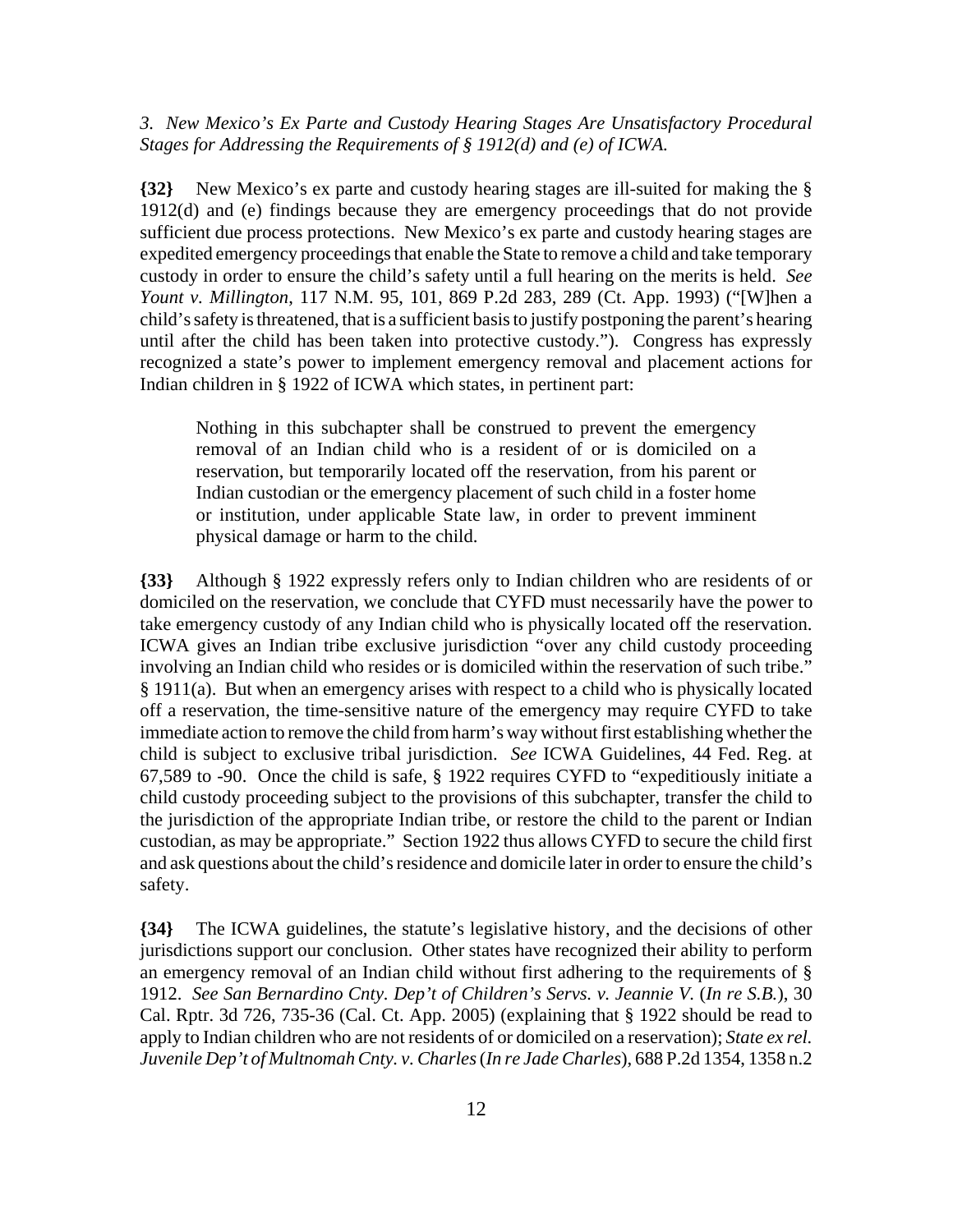*3. New Mexico's Ex Parte and Custody Hearing Stages Are Unsatisfactory Procedural Stages for Addressing the Requirements of § 1912(d) and (e) of ICWA.*

**{32}** New Mexico's ex parte and custody hearing stages are ill-suited for making the § 1912(d) and (e) findings because they are emergency proceedings that do not provide sufficient due process protections. New Mexico's ex parte and custody hearing stages are expedited emergency proceedings that enable the State to remove a child and take temporary custody in order to ensure the child's safety until a full hearing on the merits is held. *See Yount v. Millington*, 117 N.M. 95, 101, 869 P.2d 283, 289 (Ct. App. 1993) ("[W]hen a child's safety is threatened, that is a sufficient basis to justify postponing the parent's hearing until after the child has been taken into protective custody."). Congress has expressly recognized a state's power to implement emergency removal and placement actions for Indian children in § 1922 of ICWA which states, in pertinent part:

> Nothing in this subchapter shall be construed to prevent the emergency removal of an Indian child who is a resident of or is domiciled on a reservation, but temporarily located off the reservation, from his parent or Indian custodian or the emergency placement of such child in a foster home or institution, under applicable State law, in order to prevent imminent physical damage or harm to the child.

**{33}** Although § 1922 expressly refers only to Indian children who are residents of or domiciled on the reservation, we conclude that CYFD must necessarily have the power to take emergency custody of any Indian child who is physically located off the reservation. ICWA gives an Indian tribe exclusive jurisdiction "over any child custody proceeding involving an Indian child who resides or is domiciled within the reservation of such tribe." § 1911(a). But when an emergency arises with respect to a child who is physically located off a reservation, the time-sensitive nature of the emergency may require CYFD to take immediate action to remove the child from harm's way without first establishing whether the child is subject to exclusive tribal jurisdiction. *See* ICWA Guidelines, 44 Fed. Reg. at 67,589 to -90. Once the child is safe, § 1922 requires CYFD to "expeditiously initiate a child custody proceeding subject to the provisions of this subchapter, transfer the child to the jurisdiction of the appropriate Indian tribe, or restore the child to the parent or Indian custodian, as may be appropriate." Section 1922 thus allows CYFD to secure the child first and ask questions about the child's residence and domicile later in order to ensure the child's safety.

**{34}** The ICWA guidelines, the statute's legislative history, and the decisions of other jurisdictions support our conclusion. Other states have recognized their ability to perform an emergency removal of an Indian child without first adhering to the requirements of § 1912. *See San Bernardino Cnty. Dep't of Children's Servs. v. Jeannie V.* (*In re S.B.*), 30 Cal. Rptr. 3d 726, 735-36 (Cal. Ct. App. 2005) (explaining that § 1922 should be read to apply to Indian children who are not residents of or domiciled on a reservation); *State ex rel. Juvenile Dep't of Multnomah Cnty. v. Charles* (*In re Jade Charles*), 688 P.2d 1354, 1358 n.2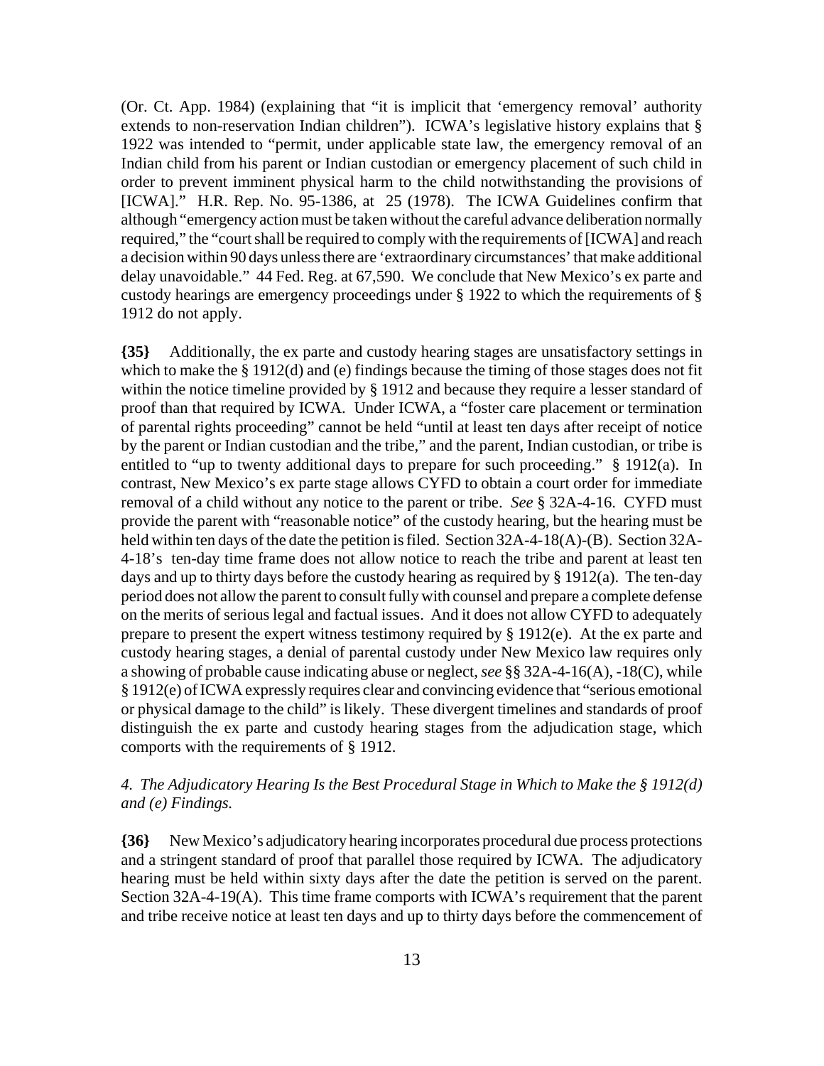(Or. Ct. App. 1984) (explaining that "it is implicit that 'emergency removal' authority extends to non-reservation Indian children"). ICWA's legislative history explains that § 1922 was intended to "permit, under applicable state law, the emergency removal of an Indian child from his parent or Indian custodian or emergency placement of such child in order to prevent imminent physical harm to the child notwithstanding the provisions of [ICWA]." H.R. Rep. No. 95-1386, at 25 (1978). The ICWA Guidelines confirm that although "emergency action must be taken without the careful advance deliberation normally required," the "court shall be required to comply with the requirements of [ICWA] and reach a decision within 90 days unless there are 'extraordinary circumstances' that make additional delay unavoidable." 44 Fed. Reg. at 67,590. We conclude that New Mexico's ex parte and custody hearings are emergency proceedings under § 1922 to which the requirements of § 1912 do not apply.

**{35}** Additionally, the ex parte and custody hearing stages are unsatisfactory settings in which to make the § 1912(d) and (e) findings because the timing of those stages does not fit within the notice timeline provided by § 1912 and because they require a lesser standard of proof than that required by ICWA. Under ICWA, a "foster care placement or termination of parental rights proceeding" cannot be held "until at least ten days after receipt of notice by the parent or Indian custodian and the tribe," and the parent, Indian custodian, or tribe is entitled to "up to twenty additional days to prepare for such proceeding." § 1912(a). In contrast, New Mexico's ex parte stage allows CYFD to obtain a court order for immediate removal of a child without any notice to the parent or tribe. *See* § 32A-4-16. CYFD must provide the parent with "reasonable notice" of the custody hearing, but the hearing must be held within ten days of the date the petition is filed. Section 32A-4-18(A)-(B). Section 32A-4-18's ten-day time frame does not allow notice to reach the tribe and parent at least ten days and up to thirty days before the custody hearing as required by § 1912(a). The ten-day period does not allow the parent to consult fully with counsel and prepare a complete defense on the merits of serious legal and factual issues. And it does not allow CYFD to adequately prepare to present the expert witness testimony required by § 1912(e). At the ex parte and custody hearing stages, a denial of parental custody under New Mexico law requires only a showing of probable cause indicating abuse or neglect, *see* §§ 32A-4-16(A), -18(C), while § 1912(e) of ICWA expressly requires clear and convincing evidence that "serious emotional or physical damage to the child" is likely. These divergent timelines and standards of proof distinguish the ex parte and custody hearing stages from the adjudication stage, which comports with the requirements of § 1912.

*4. The Adjudicatory Hearing Is the Best Procedural Stage in Which to Make the § 1912(d) and (e) Findings.*

**{36}** New Mexico's adjudicatory hearing incorporates procedural due process protections and a stringent standard of proof that parallel those required by ICWA. The adjudicatory hearing must be held within sixty days after the date the petition is served on the parent. Section 32A-4-19(A). This time frame comports with ICWA's requirement that the parent and tribe receive notice at least ten days and up to thirty days before the commencement of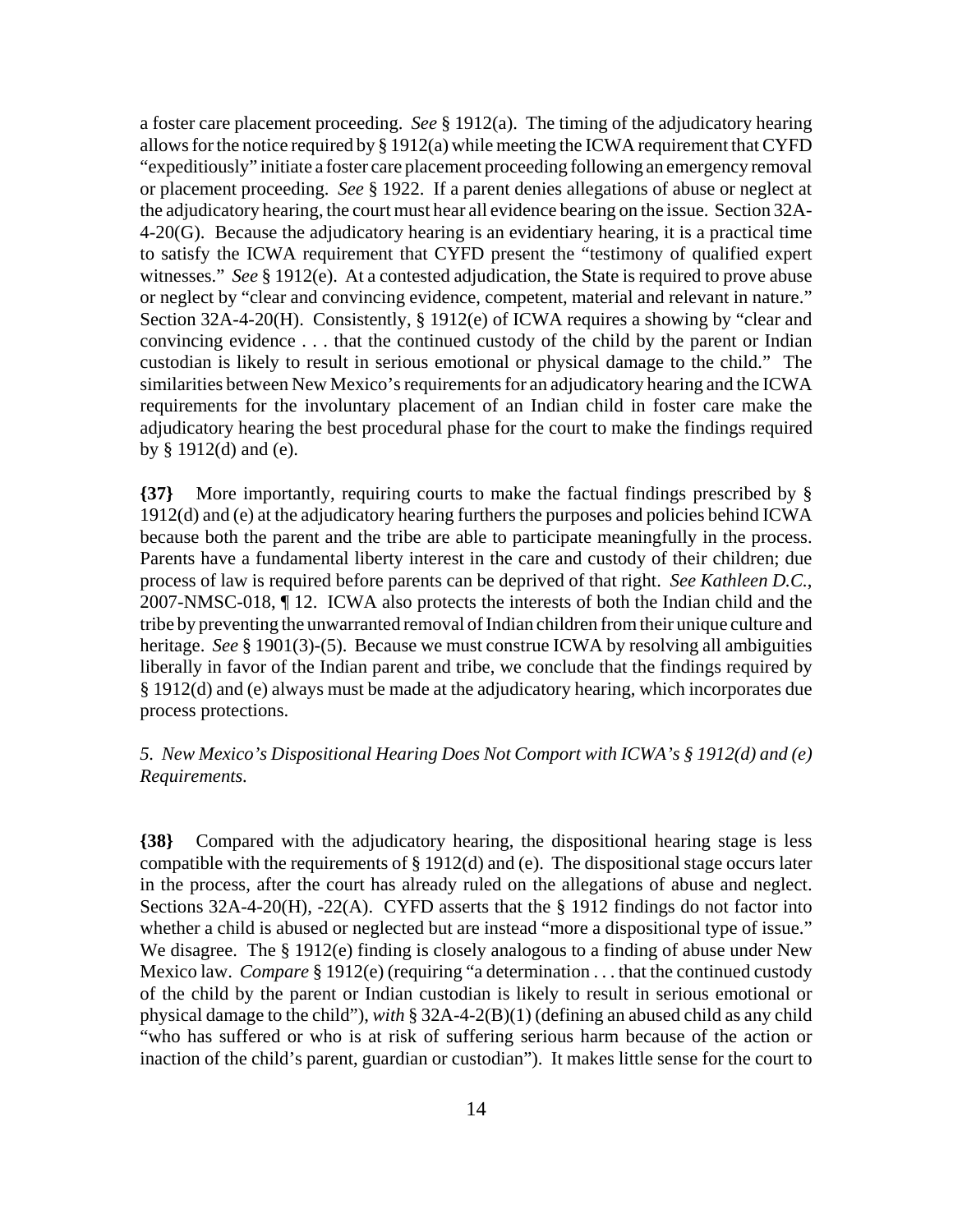a foster care placement proceeding. *See* § 1912(a). The timing of the adjudicatory hearing allows for the notice required by § 1912(a) while meeting the ICWA requirement that CYFD "expeditiously" initiate a foster care placement proceeding following an emergency removal or placement proceeding. *See* § 1922. If a parent denies allegations of abuse or neglect at the adjudicatory hearing, the court must hear all evidence bearing on the issue. Section 32A-4-20(G). Because the adjudicatory hearing is an evidentiary hearing, it is a practical time to satisfy the ICWA requirement that CYFD present the "testimony of qualified expert witnesses." *See* § 1912(e). At a contested adjudication, the State is required to prove abuse or neglect by "clear and convincing evidence, competent, material and relevant in nature." Section 32A-4-20(H). Consistently, § 1912(e) of ICWA requires a showing by "clear and convincing evidence . . . that the continued custody of the child by the parent or Indian custodian is likely to result in serious emotional or physical damage to the child." The similarities between New Mexico's requirements for an adjudicatory hearing and the ICWA requirements for the involuntary placement of an Indian child in foster care make the adjudicatory hearing the best procedural phase for the court to make the findings required by § 1912(d) and (e).

**{37}** More importantly, requiring courts to make the factual findings prescribed by § 1912(d) and (e) at the adjudicatory hearing furthers the purposes and policies behind ICWA because both the parent and the tribe are able to participate meaningfully in the process. Parents have a fundamental liberty interest in the care and custody of their children; due process of law is required before parents can be deprived of that right. *See Kathleen D.C.*, 2007-NMSC-018, ¶ 12. ICWA also protects the interests of both the Indian child and the tribe by preventing the unwarranted removal of Indian children from their unique culture and heritage. *See* § 1901(3)-(5). Because we must construe ICWA by resolving all ambiguities liberally in favor of the Indian parent and tribe, we conclude that the findings required by § 1912(d) and (e) always must be made at the adjudicatory hearing, which incorporates due process protections.

*5. New Mexico's Dispositional Hearing Does Not Comport with ICWA's § 1912(d) and (e) Requirements.*

**{38}** Compared with the adjudicatory hearing, the dispositional hearing stage is less compatible with the requirements of § 1912(d) and (e). The dispositional stage occurs later in the process, after the court has already ruled on the allegations of abuse and neglect. Sections 32A-4-20(H), -22(A). CYFD asserts that the § 1912 findings do not factor into whether a child is abused or neglected but are instead "more a dispositional type of issue." We disagree. The § 1912(e) finding is closely analogous to a finding of abuse under New Mexico law. *Compare* § 1912(e) (requiring "a determination . . . that the continued custody of the child by the parent or Indian custodian is likely to result in serious emotional or physical damage to the child"), *with* § 32A-4-2(B)(1) (defining an abused child as any child "who has suffered or who is at risk of suffering serious harm because of the action or inaction of the child's parent, guardian or custodian"). It makes little sense for the court to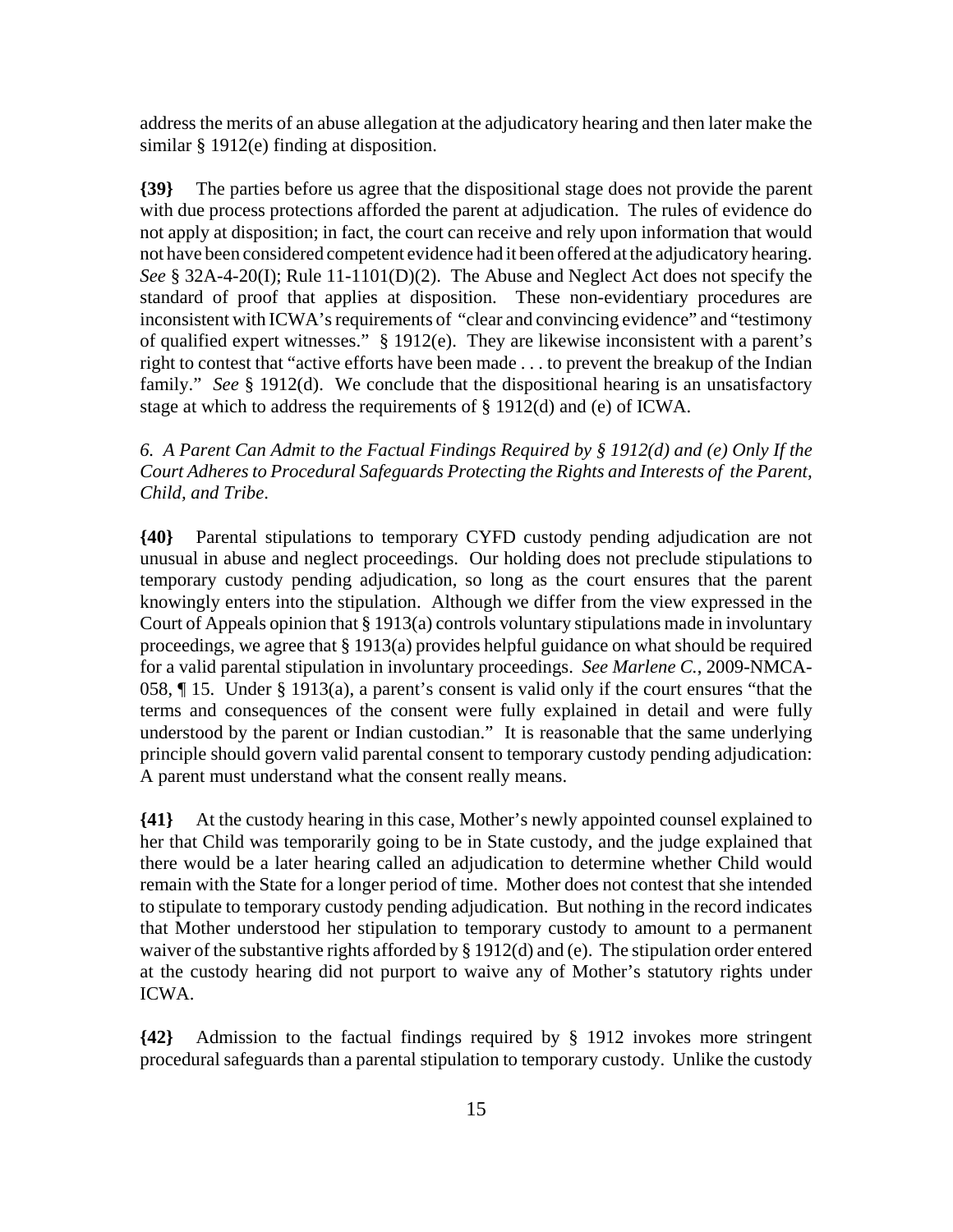address the merits of an abuse allegation at the adjudicatory hearing and then later make the similar § 1912(e) finding at disposition.

**{39}** The parties before us agree that the dispositional stage does not provide the parent with due process protections afforded the parent at adjudication. The rules of evidence do not apply at disposition; in fact, the court can receive and rely upon information that would not have been considered competent evidence had it been offered at the adjudicatory hearing. *See* § 32A-4-20(I); Rule 11-1101(D)(2). The Abuse and Neglect Act does not specify the standard of proof that applies at disposition. These non-evidentiary procedures are inconsistent with ICWA's requirements of "clear and convincing evidence" and "testimony of qualified expert witnesses." § 1912(e). They are likewise inconsistent with a parent's right to contest that "active efforts have been made . . . to prevent the breakup of the Indian family." *See* § 1912(d). We conclude that the dispositional hearing is an unsatisfactory stage at which to address the requirements of § 1912(d) and (e) of ICWA.

*6. A Parent Can Admit to the Factual Findings Required by § 1912(d) and (e) Only If the Court Adheres to Procedural Safeguards Protecting the Rights and Interests of the Parent, Child, and Tribe.*

**{40}** Parental stipulations to temporary CYFD custody pending adjudication are not unusual in abuse and neglect proceedings. Our holding does not preclude stipulations to temporary custody pending adjudication, so long as the court ensures that the parent knowingly enters into the stipulation. Although we differ from the view expressed in the Court of Appeals opinion that § 1913(a) controls voluntary stipulations made in involuntary proceedings, we agree that § 1913(a) provides helpful guidance on what should be required for a valid parental stipulation in involuntary proceedings. *See Marlene C.*, 2009-NMCA-058, ¶ 15. Under § 1913(a), a parent's consent is valid only if the court ensures "that the terms and consequences of the consent were fully explained in detail and were fully understood by the parent or Indian custodian." It is reasonable that the same underlying principle should govern valid parental consent to temporary custody pending adjudication: A parent must understand what the consent really means.

**{41}** At the custody hearing in this case, Mother's newly appointed counsel explained to her that Child was temporarily going to be in State custody, and the judge explained that there would be a later hearing called an adjudication to determine whether Child would remain with the State for a longer period of time. Mother does not contest that she intended to stipulate to temporary custody pending adjudication. But nothing in the record indicates that Mother understood her stipulation to temporary custody to amount to a permanent waiver of the substantive rights afforded by § 1912(d) and (e). The stipulation order entered at the custody hearing did not purport to waive any of Mother's statutory rights under ICWA.

**{42}** Admission to the factual findings required by § 1912 invokes more stringent procedural safeguards than a parental stipulation to temporary custody. Unlike the custody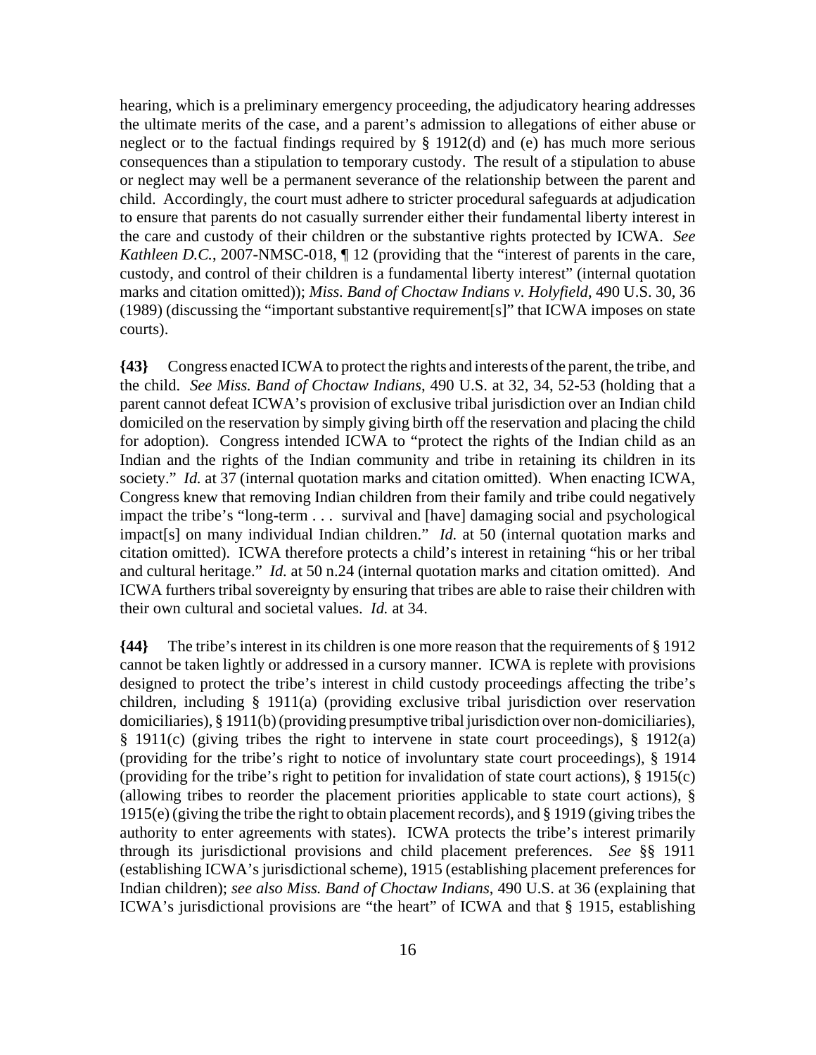hearing, which is a preliminary emergency proceeding, the adjudicatory hearing addresses the ultimate merits of the case, and a parent's admission to allegations of either abuse or neglect or to the factual findings required by § 1912(d) and (e) has much more serious consequences than a stipulation to temporary custody. The result of a stipulation to abuse or neglect may well be a permanent severance of the relationship between the parent and child. Accordingly, the court must adhere to stricter procedural safeguards at adjudication to ensure that parents do not casually surrender either their fundamental liberty interest in the care and custody of their children or the substantive rights protected by ICWA. *See Kathleen D.C.*, 2007-NMSC-018, ¶ 12 (providing that the "interest of parents in the care, custody, and control of their children is a fundamental liberty interest" (internal quotation marks and citation omitted)); *Miss. Band of Choctaw Indians v. Holyfield*, 490 U.S. 30, 36 (1989) (discussing the "important substantive requirement[s]" that ICWA imposes on state courts).

**{43}** Congress enacted ICWA to protect the rights and interests of the parent, the tribe, and the child. *See Miss. Band of Choctaw Indians*, 490 U.S. at 32, 34, 52-53 (holding that a parent cannot defeat ICWA's provision of exclusive tribal jurisdiction over an Indian child domiciled on the reservation by simply giving birth off the reservation and placing the child for adoption). Congress intended ICWA to "protect the rights of the Indian child as an Indian and the rights of the Indian community and tribe in retaining its children in its society." *Id.* at 37 (internal quotation marks and citation omitted). When enacting ICWA, Congress knew that removing Indian children from their family and tribe could negatively impact the tribe's "long-term . . . survival and [have] damaging social and psychological impact[s] on many individual Indian children." *Id.* at 50 (internal quotation marks and citation omitted). ICWA therefore protects a child's interest in retaining "his or her tribal and cultural heritage." *Id.* at 50 n.24 (internal quotation marks and citation omitted). And ICWA furthers tribal sovereignty by ensuring that tribes are able to raise their children with their own cultural and societal values. *Id.* at 34.

**{44}** The tribe's interest in its children is one more reason that the requirements of § 1912 cannot be taken lightly or addressed in a cursory manner. ICWA is replete with provisions designed to protect the tribe's interest in child custody proceedings affecting the tribe's children, including § 1911(a) (providing exclusive tribal jurisdiction over reservation domiciliaries), § 1911(b) (providing presumptive tribal jurisdiction over non-domiciliaries), § 1911(c) (giving tribes the right to intervene in state court proceedings), § 1912(a) (providing for the tribe's right to notice of involuntary state court proceedings), § 1914 (providing for the tribe's right to petition for invalidation of state court actions), § 1915(c) (allowing tribes to reorder the placement priorities applicable to state court actions), § 1915(e) (giving the tribe the right to obtain placement records), and § 1919 (giving tribes the authority to enter agreements with states). ICWA protects the tribe's interest primarily through its jurisdictional provisions and child placement preferences. *See* §§ 1911 (establishing ICWA's jurisdictional scheme), 1915 (establishing placement preferences for Indian children); *see also Miss. Band of Choctaw Indians*, 490 U.S. at 36 (explaining that ICWA's jurisdictional provisions are "the heart" of ICWA and that § 1915, establishing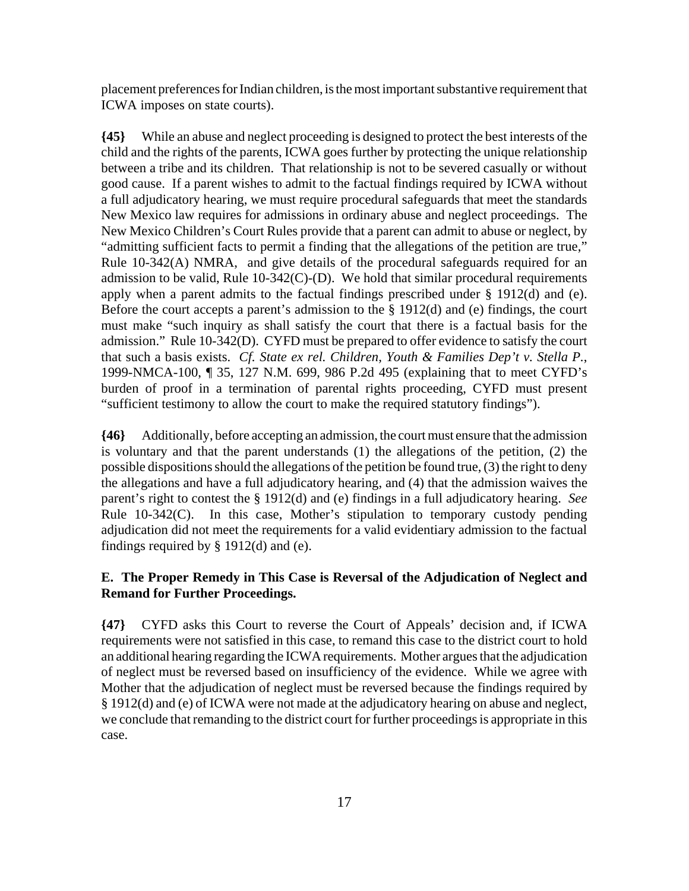placement preferences for Indian children, is the most important substantive requirement that ICWA imposes on state courts).

**{45}** While an abuse and neglect proceeding is designed to protect the best interests of the child and the rights of the parents, ICWA goes further by protecting the unique relationship between a tribe and its children. That relationship is not to be severed casually or without good cause. If a parent wishes to admit to the factual findings required by ICWA without a full adjudicatory hearing, we must require procedural safeguards that meet the standards New Mexico law requires for admissions in ordinary abuse and neglect proceedings. The New Mexico Children's Court Rules provide that a parent can admit to abuse or neglect, by "admitting sufficient facts to permit a finding that the allegations of the petition are true," Rule 10-342(A) NMRA, and give details of the procedural safeguards required for an admission to be valid, Rule 10-342(C)-(D). We hold that similar procedural requirements apply when a parent admits to the factual findings prescribed under § 1912(d) and (e). Before the court accepts a parent's admission to the § 1912(d) and (e) findings, the court must make "such inquiry as shall satisfy the court that there is a factual basis for the admission." Rule 10-342(D). CYFD must be prepared to offer evidence to satisfy the court that such a basis exists. *Cf. State ex rel. Children, Youth & Families Dep't v. Stella P.*, 1999-NMCA-100, ¶ 35, 127 N.M. 699, 986 P.2d 495 (explaining that to meet CYFD's burden of proof in a termination of parental rights proceeding, CYFD must present "sufficient testimony to allow the court to make the required statutory findings").

**{46}** Additionally, before accepting an admission, the court must ensure that the admission is voluntary and that the parent understands (1) the allegations of the petition, (2) the possible dispositions should the allegations of the petition be found true, (3) the right to deny the allegations and have a full adjudicatory hearing, and (4) that the admission waives the parent's right to contest the § 1912(d) and (e) findings in a full adjudicatory hearing. *See* Rule 10-342(C). In this case, Mother's stipulation to temporary custody pending adjudication did not meet the requirements for a valid evidentiary admission to the factual findings required by § 1912(d) and (e).

### E. The Proper Remedy in This Case is Reversal of the Adjudication of Neglect and Remand for Further Proceedings.

**{47}** CYFD asks this Court to reverse the Court of Appeals' decision and, if ICWA requirements were not satisfied in this case, to remand this case to the district court to hold an additional hearing regarding the ICWA requirements. Mother argues that the adjudication of neglect must be reversed based on insufficiency of the evidence. While we agree with Mother that the adjudication of neglect must be reversed because the findings required by § 1912(d) and (e) of ICWA were not made at the adjudicatory hearing on abuse and neglect, we conclude that remanding to the district court for further proceedings is appropriate in this case.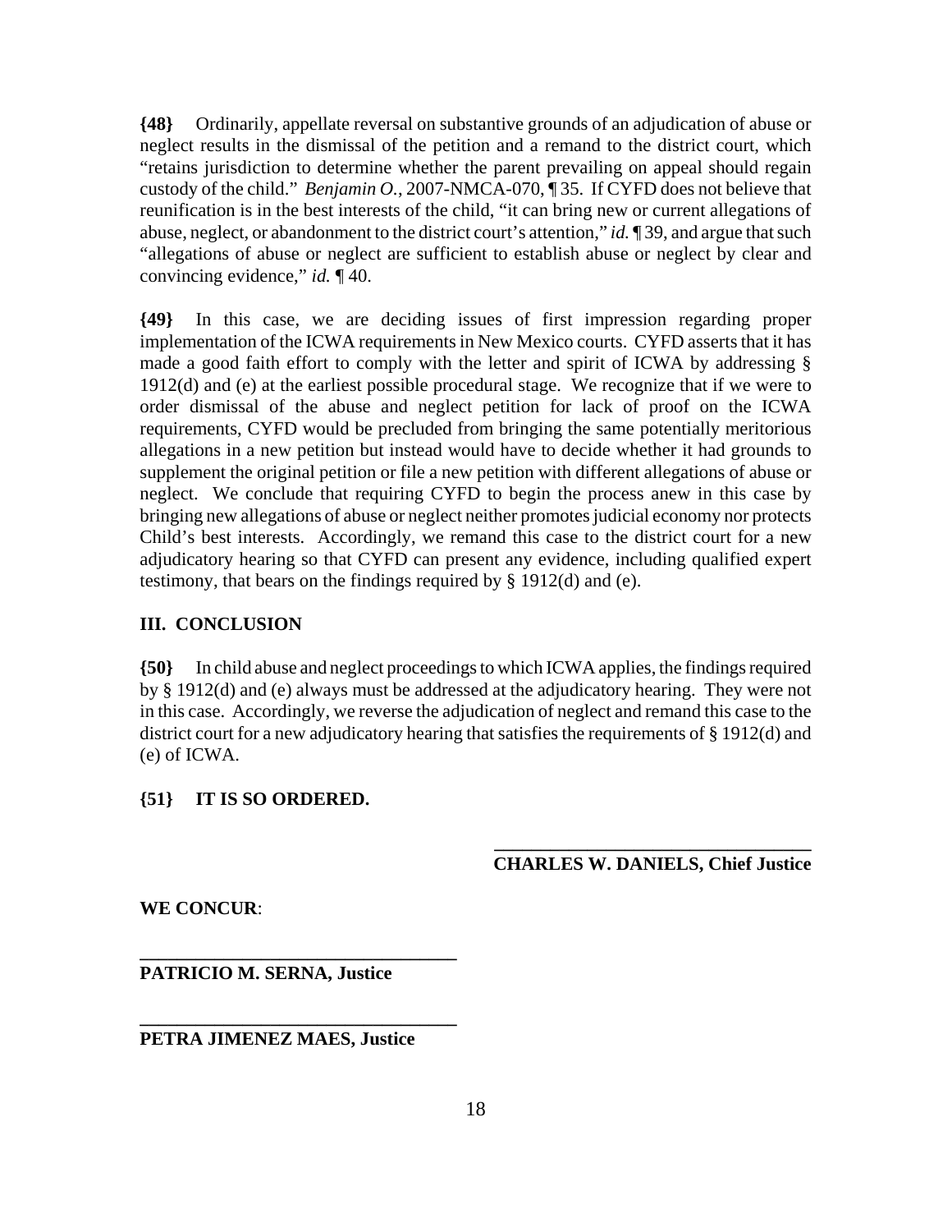**{48}** Ordinarily, appellate reversal on substantive grounds of an adjudication of abuse or neglect results in the dismissal of the petition and a remand to the district court, which "retains jurisdiction to determine whether the parent prevailing on appeal should regain custody of the child." *Benjamin O.*, 2007-NMCA-070, ¶ 35. If CYFD does not believe that reunification is in the best interests of the child, "it can bring new or current allegations of abuse, neglect, or abandonment to the district court's attention," *id.* ¶ 39, and argue that such "allegations of abuse or neglect are sufficient to establish abuse or neglect by clear and convincing evidence," *id.* ¶ 40.

**{49}** In this case, we are deciding issues of first impression regarding proper implementation of the ICWA requirements in New Mexico courts. CYFD asserts that it has made a good faith effort to comply with the letter and spirit of ICWA by addressing § 1912(d) and (e) at the earliest possible procedural stage. We recognize that if we were to order dismissal of the abuse and neglect petition for lack of proof on the ICWA requirements, CYFD would be precluded from bringing the same potentially meritorious allegations in a new petition but instead would have to decide whether it had grounds to supplement the original petition or file a new petition with different allegations of abuse or neglect. We conclude that requiring CYFD to begin the process anew in this case by bringing new allegations of abuse or neglect neither promotes judicial economy nor protects Child's best interests. Accordingly, we remand this case to the district court for a new adjudicatory hearing so that CYFD can present any evidence, including qualified expert testimony, that bears on the findings required by § 1912(d) and (e).

## III. CONCLUSION

**{50}** In child abuse and neglect proceedings to which ICWA applies, the findings required by § 1912(d) and (e) always must be addressed at the adjudicatory hearing. They were not in this case. Accordingly, we reverse the adjudication of neglect and remand this case to the district court for a new adjudicatory hearing that satisfies the requirements of § 1912(d) and (e) of ICWA.

**{51} IT IS SO ORDERED.**

\_\_\_\_\_\_\_\_\_\_\_\_\_\_\_\_\_\_\_\_\_\_\_\_\_\_\_\_\_\_\_\_\_\_\_\_
**CHARLES W. DANIELS, Chief Justice**

**WE CONCUR**:

\_\_\_\_\_\_\_\_\_\_\_\_\_\_\_\_\_\_\_\_\_\_\_\_\_\_\_\_\_\_\_\_\_\_\_\_
**PATRICIO M. SERNA, Justice**

\_\_\_\_\_\_\_\_\_\_\_\_\_\_\_\_\_\_\_\_\_\_\_\_\_\_\_\_\_\_\_\_\_\_\_\_
**PETRA JIMENEZ MAES, Justice**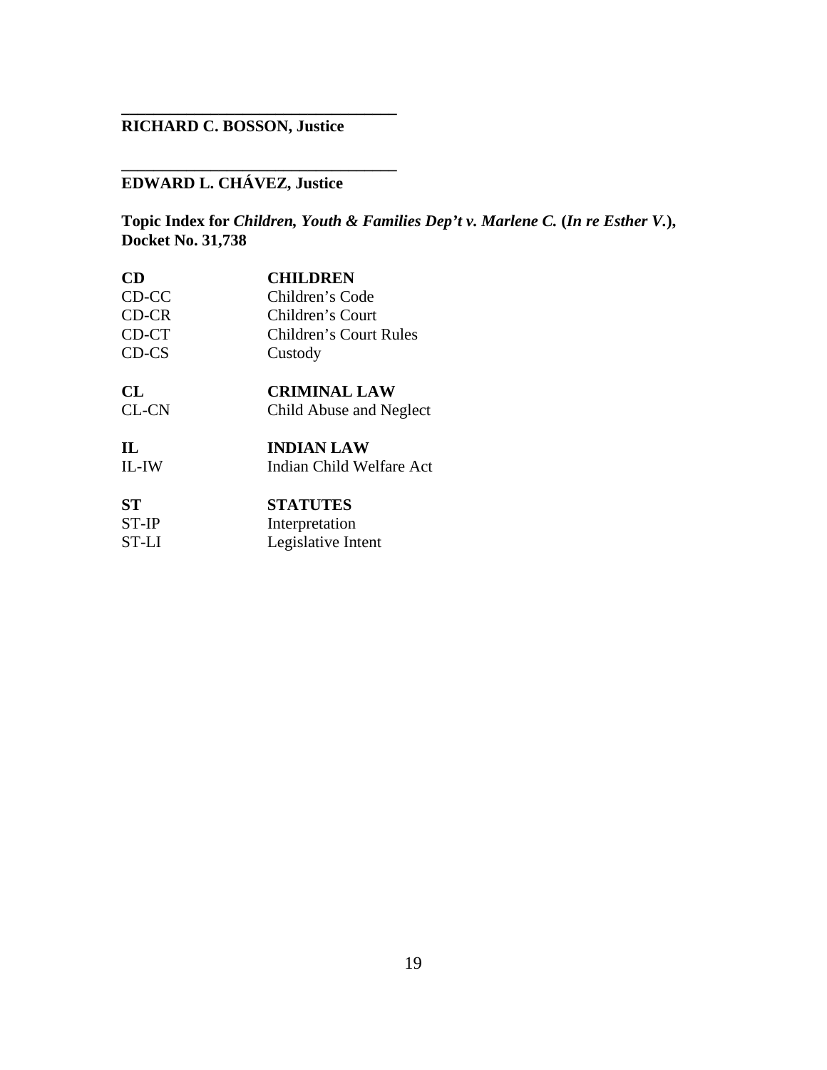\_\_\_\_\_\_\_\_\_\_\_\_\_\_\_\_\_\_\_\_\_\_\_\_\_\_\_\_\_\_\_\_\_\_

**RICHARD C. BOSSON, Justice**

\_\_\_\_\_\_\_\_\_\_\_\_\_\_\_\_\_\_\_\_\_\_\_\_\_\_\_\_\_\_\_\_\_\_

**EDWARD L. CHÁVEZ, Justice**

**Topic Index for *Children, Youth & Families Dep't v. Marlene C.* (*In re Esther V.*), Docket No. 31,738**

| | |
|---|---|
| **CD** | **CHILDREN** |
| CD-CC | Children's Code |
| CD-CR | Children's Court |
| CD-CT | Children's Court Rules |
| CD-CS | Custody |
| | |
| **CL** | **CRIMINAL LAW** |
| CL-CN | Child Abuse and Neglect |
| | |
| **IL** | **INDIAN LAW** |
| IL-IW | Indian Child Welfare Act |
| | |
| **ST** | **STATUTES** |
| ST-IP | Interpretation |
| ST-LI | Legislative Intent |